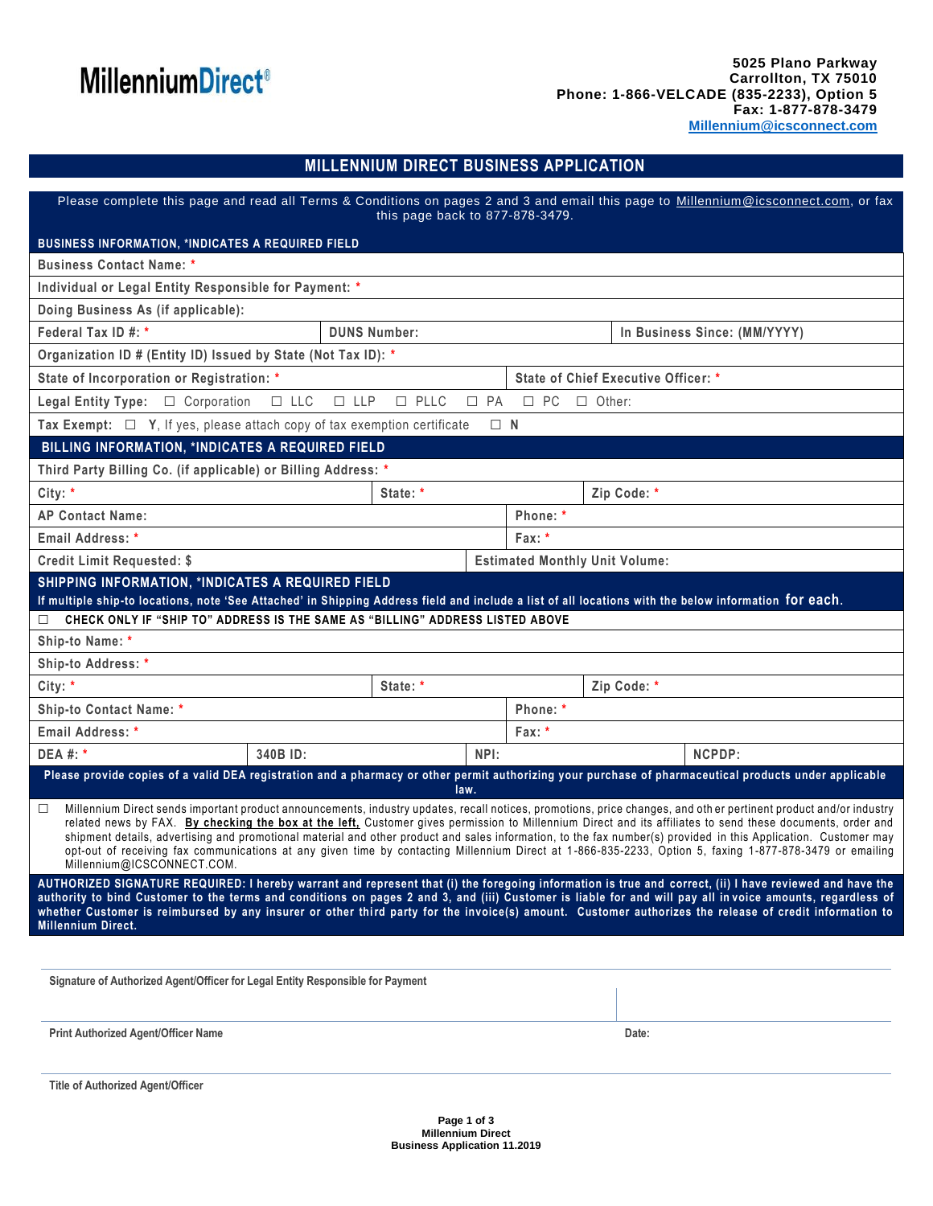**MillenniumDirect®**

**5025 Plano Parkway**
**Carrollton, TX 75010**
**Phone: 1-866-VELCADE (835-2233), Option 5**
**Fax: 1-877-878-3479**
**Millennium@icsconnect.com**

# MILLENNIUM DIRECT BUSINESS APPLICATION

Please complete this page and read all Terms & Conditions on pages 2 and 3 and email this page to Millennium@icsconnect.com, or fax this page back to 877-878-3479.

## BUSINESS INFORMATION, *INDICATES A REQUIRED FIELD

Business Contact Name: *

Individual or Legal Entity Responsible for Payment: *

Doing Business As (if applicable):

| Federal Tax ID #: * | DUNS Number: | In Business Since: (MM/YYYY) |
|---|---|---|

Organization ID # (Entity ID) Issued by State (Not Tax ID): *

| State of Incorporation or Registration: * | State of Chief Executive Officer: * |
|---|---|

Legal Entity Type: ☐ Corporation ☐ LLC ☐ LLP ☐ PLLC ☐ PA ☐ PC ☐ Other:

Tax Exempt: ☐ **Y**, If yes, please attach copy of tax exemption certificate ☐ **N**

## BILLING INFORMATION, *INDICATES A REQUIRED FIELD

Third Party Billing Co. (if applicable) or Billing Address: *

| City: * | State: * | Zip Code: * |
|---|---|---|

| AP Contact Name: | Phone: * |
|---|---|
| Email Address: * | Fax: * |
| Credit Limit Requested: $ | Estimated Monthly Unit Volume: |

## SHIPPING INFORMATION, *INDICATES A REQUIRED FIELD

**If multiple ship-to locations, note 'See Attached' in Shipping Address field and include a list of all locations with the below information for each.**

☐ **CHECK ONLY IF "SHIP TO" ADDRESS IS THE SAME AS "BILLING" ADDRESS LISTED ABOVE**

Ship-to Name: *

Ship-to Address: *

| City: * | State: * | Zip Code: * |
|---|---|---|

| Ship-to Contact Name: * | Phone: * |
|---|---|
| Email Address: * | Fax: * |

| DEA #: * | 340B ID: | NPI: | NCPDP: |
|---|---|---|---|

**Please provide copies of a valid DEA registration and a pharmacy or other permit authorizing your purchase of pharmaceutical products under applicable law.**

☐ Millennium Direct sends important product announcements, industry updates, recall notices, promotions, price changes, and other pertinent product and/or industry related news by FAX. **By checking the box at the left,** Customer gives permission to Millennium Direct and its affiliates to send these documents, order and shipment details, advertising and promotional material and other product and sales information, to the fax number(s) provided in this Application. Customer may opt-out of receiving fax communications at any given time by contacting Millennium Direct at 1-866-835-2233, Option 5, faxing 1-877-878-3479 or emailing Millennium@ICSCONNECT.COM.

**AUTHORIZED SIGNATURE REQUIRED: I hereby warrant and represent that (i) the foregoing information is true and correct, (ii) I have reviewed and have the authority to bind Customer to the terms and conditions on pages 2 and 3, and (iii) Customer is liable for and will pay all invoice amounts, regardless of whether Customer is reimbursed by any insurer or other third party for the invoice(s) amount. Customer authorizes the release of credit information to Millennium Direct.**

Signature of Authorized Agent/Officer for Legal Entity Responsible for Payment

Print Authorized Agent/Officer Name | Date:

Title of Authorized Agent/Officer

**Millennium Direct**
**Business Application 11.2019**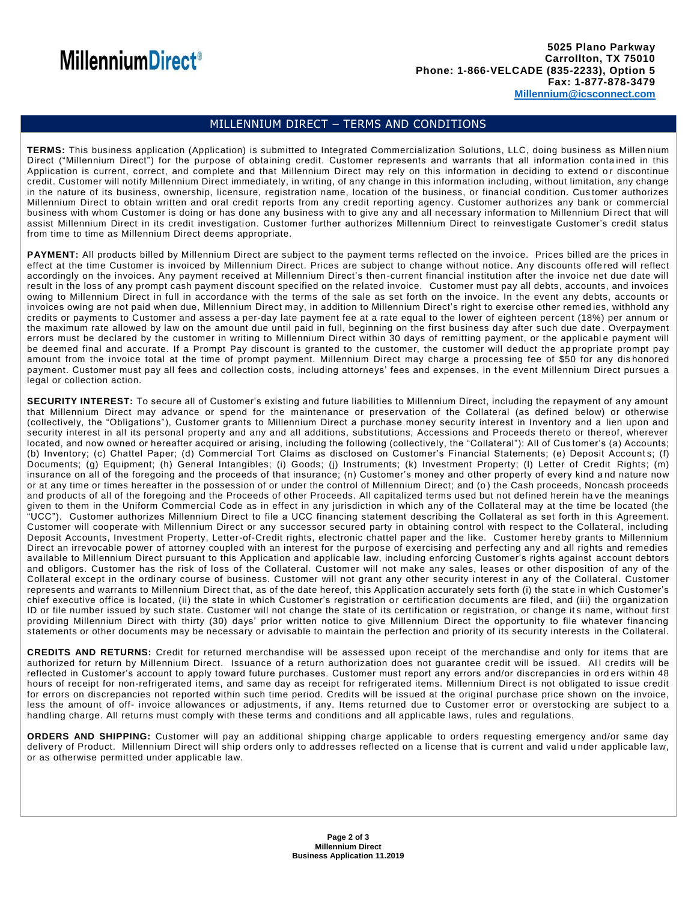**MillenniumDirect®**

**5025 Plano Parkway**
**Carrollton, TX 75010**
**Phone: 1-866-VELCADE (835-2233), Option 5**
**Fax: 1-877-878-3479**
**Millennium@icsconnect.com**

## MILLENNIUM DIRECT – TERMS AND CONDITIONS

**TERMS:** This business application (Application) is submitted to Integrated Commercialization Solutions, LLC, doing business as Millennium Direct ("Millennium Direct") for the purpose of obtaining credit. Customer represents and warrants that all information contained in this Application is current, correct, and complete and that Millennium Direct may rely on this information in deciding to extend or discontinue credit. Customer will notify Millennium Direct immediately, in writing, of any change in this information including, without limitation, any change in the nature of its business, ownership, licensure, registration name, location of the business, or financial condition. Customer authorizes Millennium Direct to obtain written and oral credit reports from any credit reporting agency. Customer authorizes any bank or commercial business with whom Customer is doing or has done any business with to give any and all necessary information to Millennium Direct that will assist Millennium Direct in its credit investigation. Customer further authorizes Millennium Direct to reinvestigate Customer's credit status from time to time as Millennium Direct deems appropriate.

**PAYMENT:** All products billed by Millennium Direct are subject to the payment terms reflected on the invoice. Prices billed are the prices in effect at the time Customer is invoiced by Millennium Direct. Prices are subject to change without notice. Any discounts offered will reflect accordingly on the invoices. Any payment received at Millennium Direct's then-current financial institution after the invoice net due date will result in the loss of any prompt cash payment discount specified on the related invoice. Customer must pay all debts, accounts, and invoices owing to Millennium Direct in full in accordance with the terms of the sale as set forth on the invoice. In the event any debts, accounts or invoices owing are not paid when due, Millennium Direct may, in addition to Millennium Direct's right to exercise other remedies, withhold any credits or payments to Customer and assess a per-day late payment fee at a rate equal to the lower of eighteen percent (18%) per annum or the maximum rate allowed by law on the amount due until paid in full, beginning on the first business day after such due date. Overpayment errors must be declared by the customer in writing to Millennium Direct within 30 days of remitting payment, or the applicable payment will be deemed final and accurate. If a Prompt Pay discount is granted to the customer, the customer will deduct the appropriate prompt pay amount from the invoice total at the time of prompt payment. Millennium Direct may charge a processing fee of $50 for any dishonored payment. Customer must pay all fees and collection costs, including attorneys' fees and expenses, in the event Millennium Direct pursues a legal or collection action.

**SECURITY INTEREST:** To secure all of Customer's existing and future liabilities to Millennium Direct, including the repayment of any amount that Millennium Direct may advance or spend for the maintenance or preservation of the Collateral (as defined below) or otherwise (collectively, the "Obligations"), Customer grants to Millennium Direct a purchase money security interest in Inventory and a lien upon and security interest in all its personal property and any and all additions, substitutions, Accessions and Proceeds thereto or thereof, wherever located, and now owned or hereafter acquired or arising, including the following (collectively, the "Collateral"): All of Customer's (a) Accounts; (b) Inventory; (c) Chattel Paper; (d) Commercial Tort Claims as disclosed on Customer's Financial Statements; (e) Deposit Accounts; (f) Documents; (g) Equipment; (h) General Intangibles; (i) Goods; (j) Instruments; (k) Investment Property; (l) Letter of Credit Rights; (m) insurance on all of the foregoing and the proceeds of that insurance; (n) Customer's money and other property of every kind and nature now or at any time or times hereafter in the possession of or under the control of Millennium Direct; and (o) the Cash proceeds, Noncash proceeds and products of all of the foregoing and the Proceeds of other Proceeds. All capitalized terms used but not defined herein have the meanings given to them in the Uniform Commercial Code as in effect in any jurisdiction in which any of the Collateral may at the time be located (the "UCC"). Customer authorizes Millennium Direct to file a UCC financing statement describing the Collateral as set forth in this Agreement. Customer will cooperate with Millennium Direct or any successor secured party in obtaining control with respect to the Collateral, including Deposit Accounts, Investment Property, Letter-of-Credit rights, electronic chattel paper and the like. Customer hereby grants to Millennium Direct an irrevocable power of attorney coupled with an interest for the purpose of exercising and perfecting any and all rights and remedies available to Millennium Direct pursuant to this Application and applicable law, including enforcing Customer's rights against account debtors and obligors. Customer has the risk of loss of the Collateral. Customer will not make any sales, leases or other disposition of any of the Collateral except in the ordinary course of business. Customer will not grant any other security interest in any of the Collateral. Customer represents and warrants to Millennium Direct that, as of the date hereof, this Application accurately sets forth (i) the state in which Customer's chief executive office is located, (ii) the state in which Customer's registration or certification documents are filed, and (iii) the organization ID or file number issued by such state. Customer will not change the state of its certification or registration, or change its name, without first providing Millennium Direct with thirty (30) days' prior written notice to give Millennium Direct the opportunity to file whatever financing statements or other documents may be necessary or advisable to maintain the perfection and priority of its security interests in the Collateral.

**CREDITS AND RETURNS:** Credit for returned merchandise will be assessed upon receipt of the merchandise and only for items that are authorized for return by Millennium Direct. Issuance of a return authorization does not guarantee credit will be issued. All credits will be reflected in Customer's account to apply toward future purchases. Customer must report any errors and/or discrepancies in orders within 48 hours of receipt for non-refrigerated items, and same day as receipt for refrigerated items. Millennium Direct is not obligated to issue credit for errors on discrepancies not reported within such time period. Credits will be issued at the original purchase price shown on the invoice, less the amount of off- invoice allowances or adjustments, if any. Items returned due to Customer error or overstocking are subject to a handling charge. All returns must comply with these terms and conditions and all applicable laws, rules and regulations.

**ORDERS AND SHIPPING:** Customer will pay an additional shipping charge applicable to orders requesting emergency and/or same day delivery of Product. Millennium Direct will ship orders only to addresses reflected on a license that is current and valid under applicable law, or as otherwise permitted under applicable law.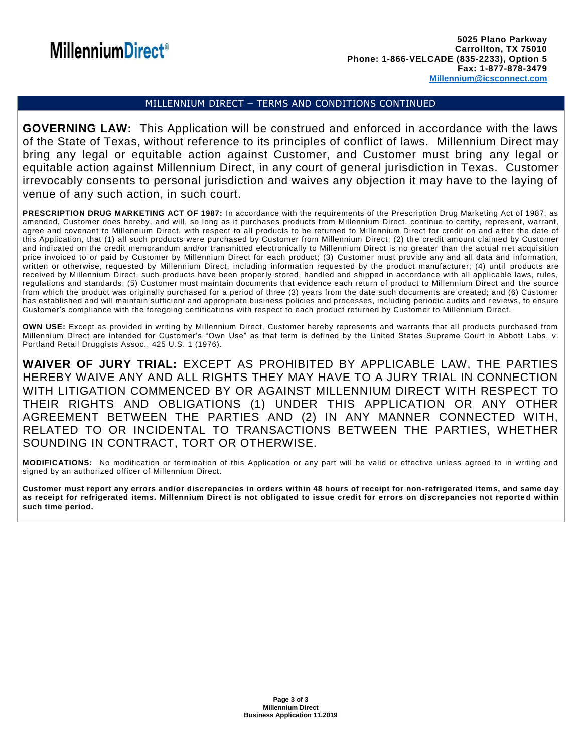**MillenniumDirect®**

5025 Plano Parkway
Carrollton, TX 75010
Phone: 1-866-VELCADE (835-2233), Option 5
Fax: 1-877-878-3479
Millennium@icsconnect.com

## MILLENNIUM DIRECT – TERMS AND CONDITIONS CONTINUED

**GOVERNING LAW:** This Application will be construed and enforced in accordance with the laws of the State of Texas, without reference to its principles of conflict of laws. Millennium Direct may bring any legal or equitable action against Customer, and Customer must bring any legal or equitable action against Millennium Direct, in any court of general jurisdiction in Texas. Customer irrevocably consents to personal jurisdiction and waives any objection it may have to the laying of venue of any such action, in such court.

**PRESCRIPTION DRUG MARKETING ACT OF 1987:** In accordance with the requirements of the Prescription Drug Marketing Act of 1987, as amended, Customer does hereby, and will, so long as it purchases products from Millennium Direct, continue to certify, represent, warrant, agree and covenant to Millennium Direct, with respect to all products to be returned to Millennium Direct for credit on and after the date of this Application, that (1) all such products were purchased by Customer from Millennium Direct; (2) the credit amount claimed by Customer and indicated on the credit memorandum and/or transmitted electronically to Millennium Direct is no greater than the actual net acquisition price invoiced to or paid by Customer by Millennium Direct for each product; (3) Customer must provide any and all data and information, written or otherwise, requested by Millennium Direct, including information requested by the product manufacturer; (4) until products are received by Millennium Direct, such products have been properly stored, handled and shipped in accordance with all applicable laws, rules, regulations and standards; (5) Customer must maintain documents that evidence each return of product to Millennium Direct and the source from which the product was originally purchased for a period of three (3) years from the date such documents are created; and (6) Customer has established and will maintain sufficient and appropriate business policies and processes, including periodic audits and reviews, to ensure Customer's compliance with the foregoing certifications with respect to each product returned by Customer to Millennium Direct.

**OWN USE:** Except as provided in writing by Millennium Direct, Customer hereby represents and warrants that all products purchased from Millennium Direct are intended for Customer's "Own Use" as that term is defined by the United States Supreme Court in Abbott Labs. v. Portland Retail Druggists Assoc., 425 U.S. 1 (1976).

**WAIVER OF JURY TRIAL:** EXCEPT AS PROHIBITED BY APPLICABLE LAW, THE PARTIES HEREBY WAIVE ANY AND ALL RIGHTS THEY MAY HAVE TO A JURY TRIAL IN CONNECTION WITH LITIGATION COMMENCED BY OR AGAINST MILLENNIUM DIRECT WITH RESPECT TO THEIR RIGHTS AND OBLIGATIONS (1) UNDER THIS APPLICATION OR ANY OTHER AGREEMENT BETWEEN THE PARTIES AND (2) IN ANY MANNER CONNECTED WITH, RELATED TO OR INCIDENTAL TO TRANSACTIONS BETWEEN THE PARTIES, WHETHER SOUNDING IN CONTRACT, TORT OR OTHERWISE.

**MODIFICATIONS:** No modification or termination of this Application or any part will be valid or effective unless agreed to in writing and signed by an authorized officer of Millennium Direct.

**Customer must report any errors and/or discrepancies in orders within 48 hours of receipt for non-refrigerated items, and same day as receipt for refrigerated items. Millennium Direct is not obligated to issue credit for errors on discrepancies not reported within such time period.**